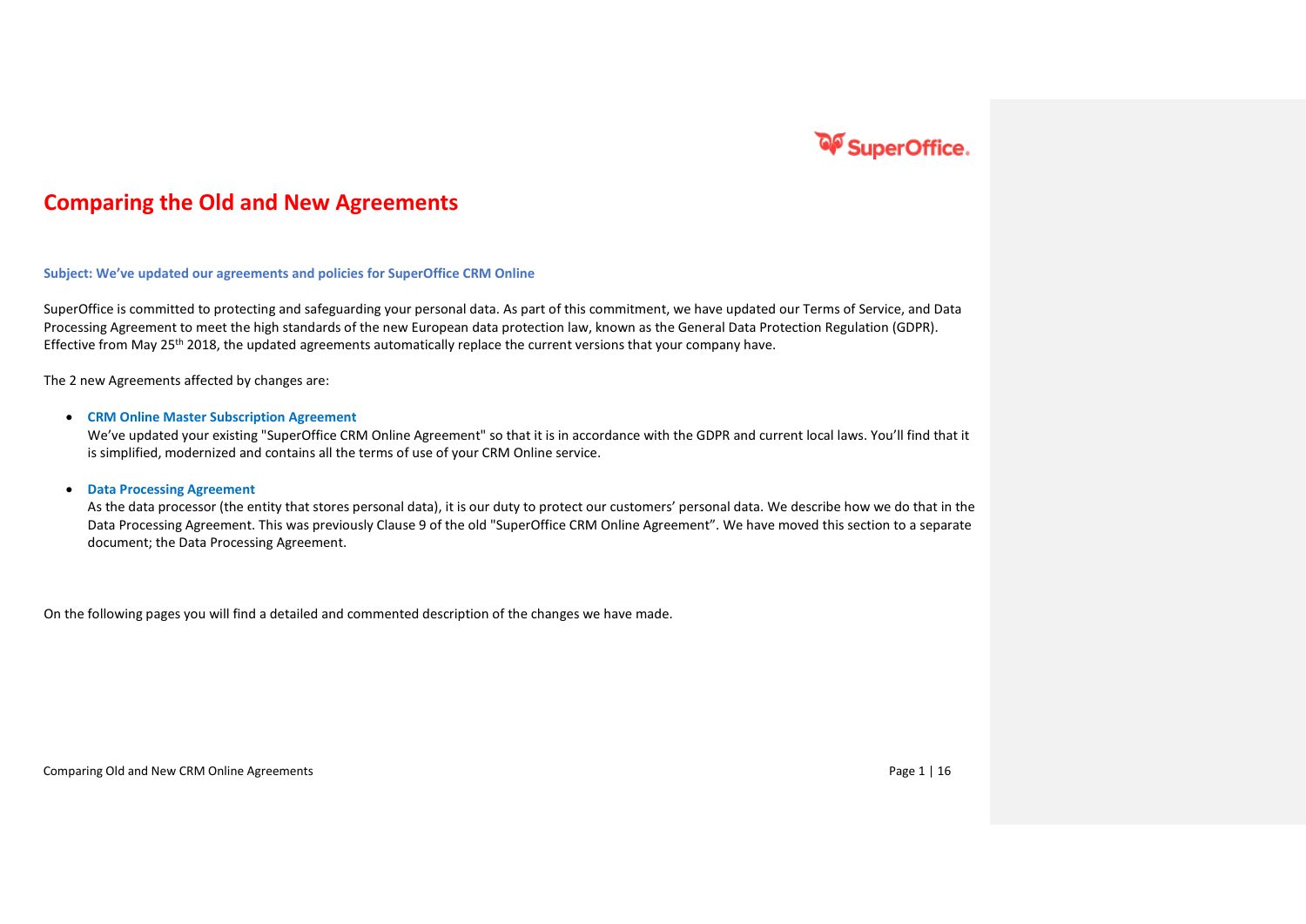# Comparing the Old and New Agreements

**Subject: We've updated our agreements and policies for SuperOffice CRM Online**

SuperOffice is committed to protecting and safeguarding your personal data. As part of this commitment, we have updated our Terms of Service, and Data Processing Agreement to meet the high standards of the new European data protection law, known as the General Data Protection Regulation (GDPR). Effective from May 25th 2018, the updated agreements automatically replace the current versions that your company have.

The 2 new Agreements affected by changes are:

- **CRM Online Master Subscription Agreement**
  We've updated your existing "SuperOffice CRM Online Agreement" so that it is in accordance with the GDPR and current local laws. You'll find that it is simplified, modernized and contains all the terms of use of your CRM Online service.

- **Data Processing Agreement**
  As the data processor (the entity that stores personal data), it is our duty to protect our customers' personal data. We describe how we do that in the Data Processing Agreement. This was previously Clause 9 of the old "SuperOffice CRM Online Agreement". We have moved this section to a separate document; the Data Processing Agreement.

On the following pages you will find a detailed and commented description of the changes we have made.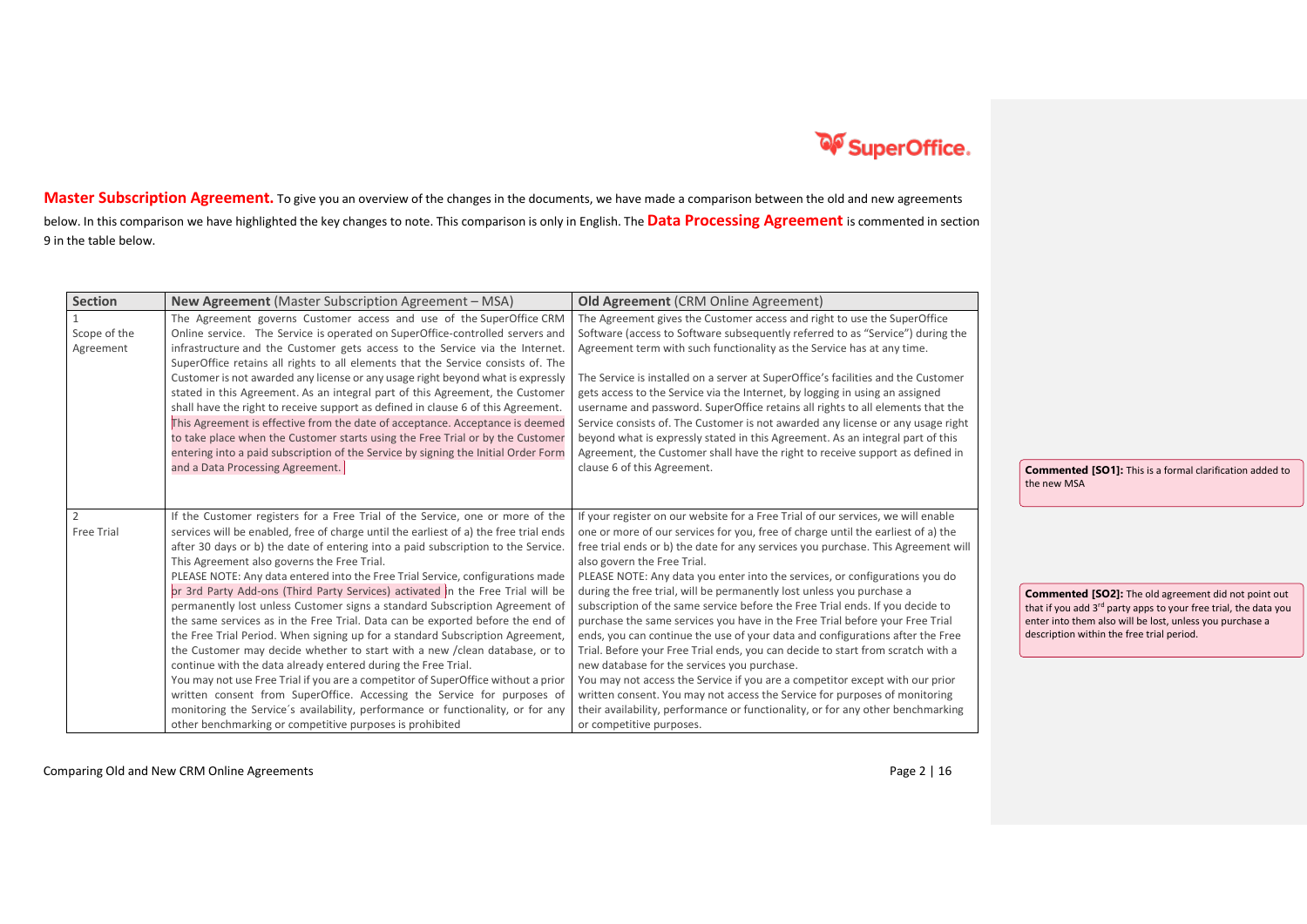**Master Subscription Agreement.** To give you an overview of the changes in the documents, we have made a comparison between the old and new agreements below. In this comparison we have highlighted the key changes to note. This comparison is only in English. The **Data Processing Agreement** is commented in section 9 in the table below.

| Section | **New Agreement** (Master Subscription Agreement – MSA) | **Old Agreement** (CRM Online Agreement) |
|---|---|---|
| 1 Scope of the Agreement | The Agreement governs Customer access and use of the SuperOffice CRM Online service. The Service is operated on SuperOffice-controlled servers and infrastructure and the Customer gets access to the Service via the Internet. SuperOffice retains all rights to all elements that the Service consists of. The Customer is not awarded any license or any usage right beyond what is expressly stated in this Agreement. As an integral part of this Agreement, the Customer shall have the right to receive support as defined in clause 6 of this Agreement. This Agreement is effective from the date of acceptance. Acceptance is deemed to take place when the Customer starts using the Free Trial or by the Customer entering into a paid subscription of the Service by signing the Initial Order Form and a Data Processing Agreement. | The Agreement gives the Customer access and right to use the SuperOffice Software (access to Software subsequently referred to as "Service") during the Agreement term with such functionality as the Service has at any time.<br><br>The Service is installed on a server at SuperOffice's facilities and the Customer gets access to the Service via the Internet, by logging in using an assigned username and password. SuperOffice retains all rights to all elements that the Service consists of. The Customer is not awarded any license or any usage right beyond what is expressly stated in this Agreement. As an integral part of this Agreement, the Customer shall have the right to receive support as defined in clause 6 of this Agreement. |
| 2 Free Trial | If the Customer registers for a Free Trial of the Service, one or more of the services will be enabled, free of charge until the earliest of a) the free trial ends after 30 days or b) the date of entering into a paid subscription to the Service. This Agreement also governs the Free Trial.<br>PLEASE NOTE: Any data entered into the Free Trial Service, configurations made or 3rd Party Add-ons (Third Party Services) activated in the Free Trial will be permanently lost unless Customer signs a standard Subscription Agreement of the same services as in the Free Trial. Data can be exported before the end of the Free Trial Period. When signing up for a standard Subscription Agreement, the Customer may decide whether to start with a new /clean database, or to continue with the data already entered during the Free Trial.<br>You may not use Free Trial if you are a competitor of SuperOffice without a prior written consent from SuperOffice. Accessing the Service for purposes of monitoring the Service´s availability, performance or functionality, or for any other benchmarking or competitive purposes is prohibited | If your register on our website for a Free Trial of our services, we will enable one or more of our services for you, free of charge until the earliest of a) the free trial ends or b) the date for any services you purchase. This Agreement will also govern the Free Trial.<br>PLEASE NOTE: Any data you enter into the services, or configurations you do during the free trial, will be permanently lost unless you purchase a subscription of the same service before the Free Trial ends. If you decide to purchase the same services you have in the Free Trial before your Free Trial ends, you can continue the use of your data and configurations after the Free Trial. Before your Free Trial ends, you can decide to start from scratch with a new database for the services you purchase.<br>You may not access the Service if you are a competitor except with our prior written consent. You may not access the Service for purposes of monitoring their availability, performance or functionality, or for any other benchmarking or competitive purposes. |

**Commented [SO1]:** This is a formal clarification added to the new MSA

**Commented [SO2]:** The old agreement did not point out that if you add 3rd party apps to your free trial, the data you enter into them also will be lost, unless you purchase a description within the free trial period.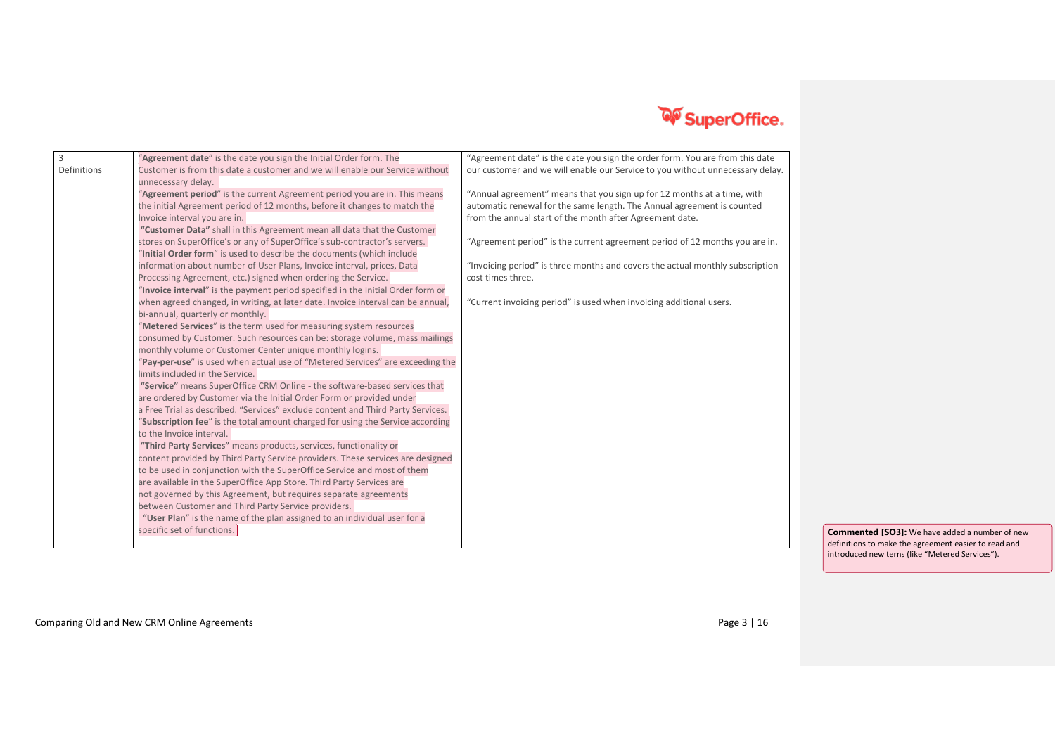| 3 Definitions | "**Agreement date**" is the date you sign the Initial Order form. The Customer is from this date a customer and we will enable our Service without unnecessary delay.<br>"**Agreement period**" is the current Agreement period you are in. This means the initial Agreement period of 12 months, before it changes to match the Invoice interval you are in.<br>**"Customer Data"** shall in this Agreement mean all data that the Customer stores on SuperOffice's or any of SuperOffice's sub-contractor's servers.<br>"**Initial Order form**" is used to describe the documents (which include information about number of User Plans, Invoice interval, prices, Data Processing Agreement, etc.) signed when ordering the Service.<br>"**Invoice interval**" is the payment period specified in the Initial Order form or when agreed changed, in writing, at later date. Invoice interval can be annual, bi-annual, quarterly or monthly.<br>"**Metered Services**" is the term used for measuring system resources consumed by Customer. Such resources can be: storage volume, mass mailings monthly volume or Customer Center unique monthly logins.<br>"**Pay-per-use**" is used when actual use of "Metered Services" are exceeding the limits included in the Service.<br>**"Service"** means SuperOffice CRM Online - the software-based services that are ordered by Customer via the Initial Order Form or provided under a Free Trial as described. "Services" exclude content and Third Party Services.<br>"**Subscription fee**" is the total amount charged for using the Service according to the Invoice interval.<br>**"Third Party Services"** means products, services, functionality or content provided by Third Party Service providers. These services are designed to be used in conjunction with the SuperOffice Service and most of them are available in the SuperOffice App Store. Third Party Services are not governed by this Agreement, but requires separate agreements between Customer and Third Party Service providers.<br>"**User Plan**" is the name of the plan assigned to an individual user for a specific set of functions. | "Agreement date" is the date you sign the order form. You are from this date our customer and we will enable our Service to you without unnecessary delay.<br><br>"Annual agreement" means that you sign up for 12 months at a time, with automatic renewal for the same length. The Annual agreement is counted from the annual start of the month after Agreement date.<br><br>"Agreement period" is the current agreement period of 12 months you are in.<br><br>"Invoicing period" is three months and covers the actual monthly subscription cost times three.<br><br>"Current invoicing period" is used when invoicing additional users. |
|---|---|---|

**Commented [SO3]:** We have added a number of new definitions to make the agreement easier to read and introduced new terns (like "Metered Services").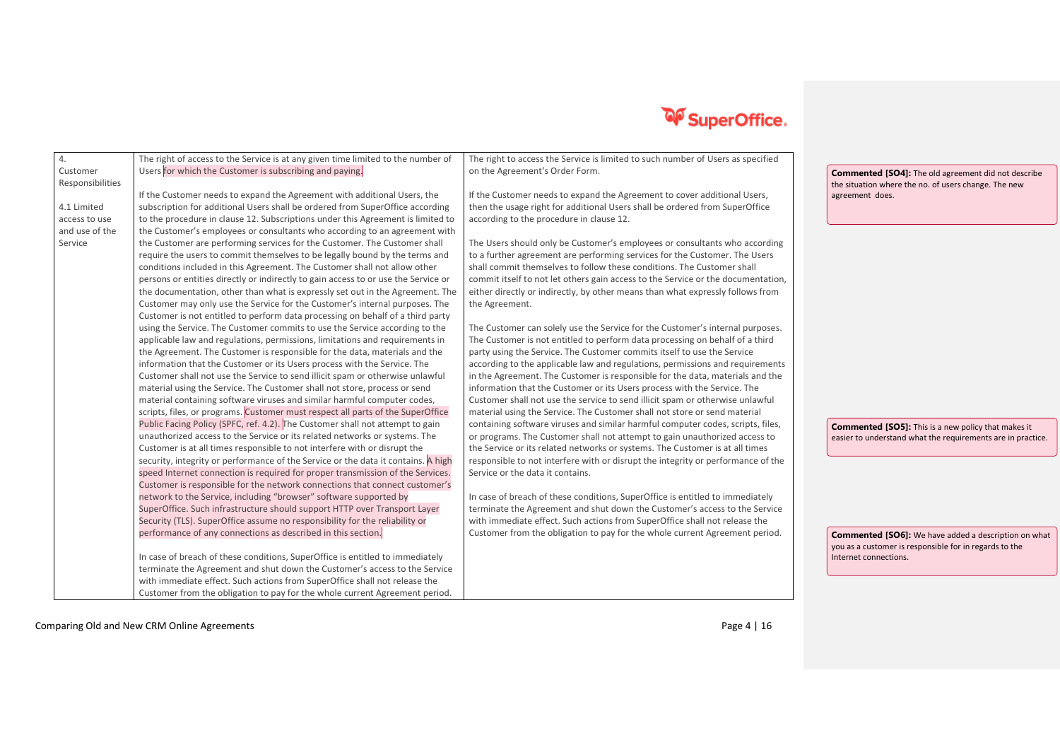| 4. Customer Responsibilities<br><br>4.1 Limited access to use and use of the Service | The right of access to the Service is at any given time limited to the number of Users for which the Customer is subscribing and paying.<br><br>If the Customer needs to expand the Agreement with additional Users, the subscription for additional Users shall be ordered from SuperOffice according to the procedure in clause 12. Subscriptions under this Agreement is limited to the Customer's employees or consultants who according to an agreement with the Customer are performing services for the Customer. The Customer shall require the users to commit themselves to be legally bound by the terms and conditions included in this Agreement. The Customer shall not allow other persons or entities directly or indirectly to gain access to or use the Service or the documentation, other than what is expressly set out in the Agreement. The Customer may only use the Service for the Customer's internal purposes. The Customer is not entitled to perform data processing on behalf of a third party using the Service. The Customer commits to use the Service according to the applicable law and regulations, permissions, limitations and requirements in the Agreement. The Customer is responsible for the data, materials and the information that the Customer or its Users process with the Service. The Customer shall not use the Service to send illicit spam or otherwise unlawful material using the Service. The Customer shall not store, process or send material containing software viruses and similar harmful computer codes, scripts, files, or programs. Customer must respect all parts of the SuperOffice Public Facing Policy (SPFC, ref. 4.2). The Customer shall not attempt to gain unauthorized access to the Service or its related networks or systems. The Customer is at all times responsible to not interfere with or disrupt the security, integrity or performance of the Service or the data it contains. A high speed Internet connection is required for proper transmission of the Services. Customer is responsible for the network connections that connect customer's network to the Service, including "browser" software supported by SuperOffice. Such infrastructure should support HTTP over Transport Layer Security (TLS). SuperOffice assume no responsibility for the reliability or performance of any connections as described in this section.<br><br>In case of breach of these conditions, SuperOffice is entitled to immediately terminate the Agreement and shut down the Customer's access to the Service with immediate effect. Such actions from SuperOffice shall not release the Customer from the obligation to pay for the whole current Agreement period. | The right to access the Service is limited to such number of Users as specified on the Agreement's Order Form.<br><br>If the Customer needs to expand the Agreement to cover additional Users, then the usage right for additional Users shall be ordered from SuperOffice according to the procedure in clause 12.<br><br>The Users should only be Customer's employees or consultants who according to a further agreement are performing services for the Customer. The Users shall commit themselves to follow these conditions. The Customer shall commit itself to not let others gain access to the Service or the documentation, either directly or indirectly, by other means than what expressly follows from the Agreement.<br><br>The Customer can solely use the Service for the Customer's internal purposes. The Customer is not entitled to perform data processing on behalf of a third party using the Service. The Customer commits itself to use the Service according to the applicable law and regulations, permissions and requirements in the Agreement. The Customer is responsible for the data, materials and the information that the Customer or its Users process with the Service. The Customer shall not use the service to send illicit spam or otherwise unlawful material using the Service. The Customer shall not store or send material containing software viruses and similar harmful computer codes, scripts, files, or programs. The Customer shall not attempt to gain unauthorized access to the Service or its related networks or systems. The Customer is at all times responsible to not interfere with or disrupt the integrity or performance of the Service or the data it contains.<br><br>In case of breach of these conditions, SuperOffice is entitled to immediately terminate the Agreement and shut down the Customer's access to the Service with immediate effect. Such actions from SuperOffice shall not release the Customer from the obligation to pay for the whole current Agreement period. |
|---|---|---|

**Commented [SO4]:** The old agreement did not describe the situation where the no. of users change. The new agreement does.

**Commented [SO5]:** This is a new policy that makes it easier to understand what the requirements are in practice.

**Commented [SO6]:** We have added a description on what you as a customer is responsible for in regards to the Internet connections.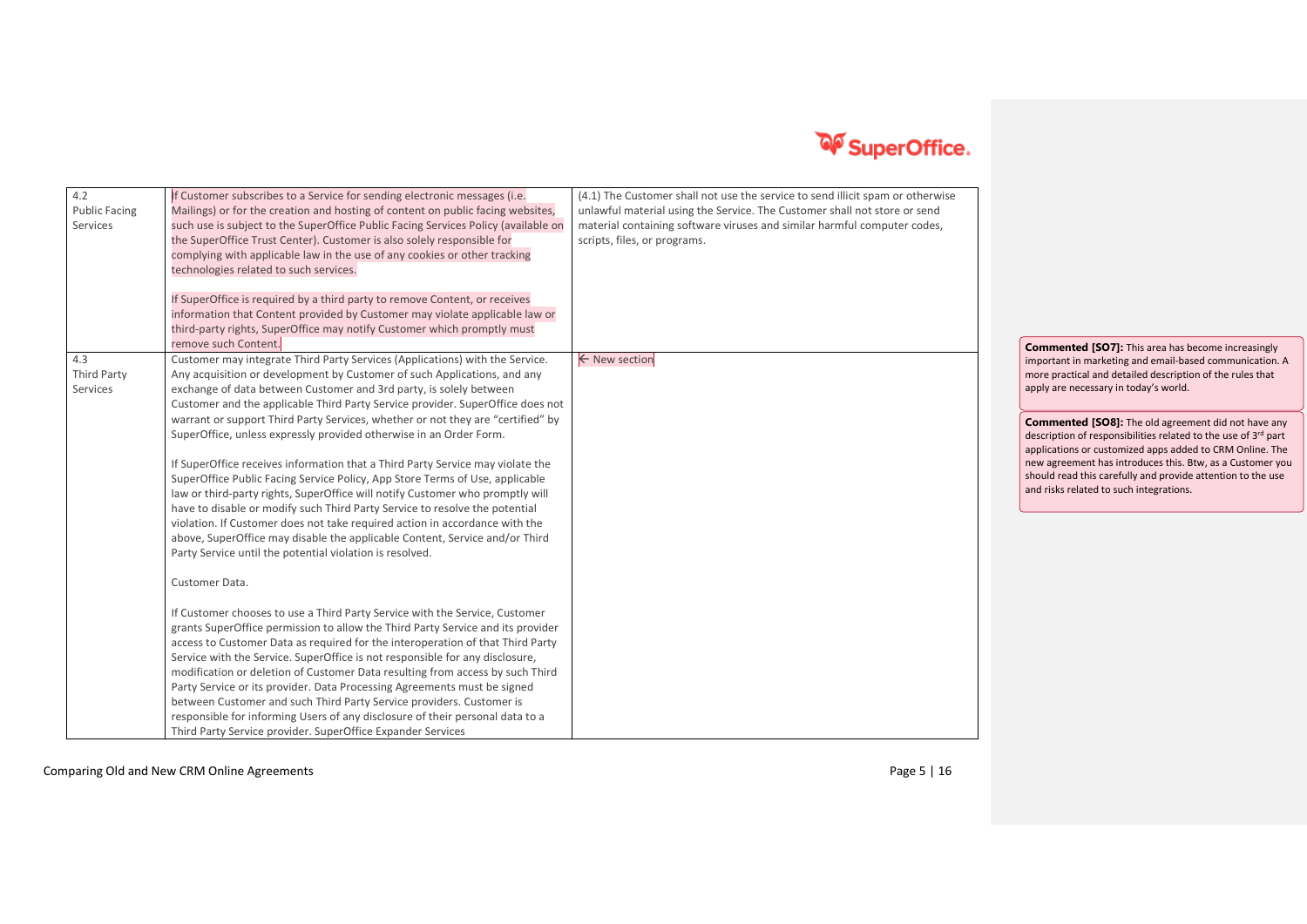| | | |
|---|---|---|
| 4.2 Public Facing Services | If Customer subscribes to a Service for sending electronic messages (i.e. Mailings) or for the creation and hosting of content on public facing websites, such use is subject to the SuperOffice Public Facing Services Policy (available on the SuperOffice Trust Center). Customer is also solely responsible for complying with applicable law in the use of any cookies or other tracking technologies related to such services.<br><br>If SuperOffice is required by a third party to remove Content, or receives information that Content provided by Customer may violate applicable law or third-party rights, SuperOffice may notify Customer which promptly must remove such Content. | (4.1) The Customer shall not use the service to send illicit spam or otherwise unlawful material using the Service. The Customer shall not store or send material containing software viruses and similar harmful computer codes, scripts, files, or programs. |
| 4.3 Third Party Services | Customer may integrate Third Party Services (Applications) with the Service. Any acquisition or development by Customer of such Applications, and any exchange of data between Customer and 3rd party, is solely between Customer and the applicable Third Party Service provider. SuperOffice does not warrant or support Third Party Services, whether or not they are "certified" by SuperOffice, unless expressly provided otherwise in an Order Form.<br><br>If SuperOffice receives information that a Third Party Service may violate the SuperOffice Public Facing Service Policy, App Store Terms of Use, applicable law or third-party rights, SuperOffice will notify Customer who promptly will have to disable or modify such Third Party Service to resolve the potential violation. If Customer does not take required action in accordance with the above, SuperOffice may disable the applicable Content, Service and/or Third Party Service until the potential violation is resolved.<br><br>Customer Data.<br><br>If Customer chooses to use a Third Party Service with the Service, Customer grants SuperOffice permission to allow the Third Party Service and its provider access to Customer Data as required for the interoperation of that Third Party Service with the Service. SuperOffice is not responsible for any disclosure, modification or deletion of Customer Data resulting from access by such Third Party Service or its provider. Data Processing Agreements must be signed between Customer and such Third Party Service providers. Customer is responsible for informing Users of any disclosure of their personal data to a Third Party Service provider. SuperOffice Expander Services | ← New section |

**Commented [SO7]:** This area has become increasingly important in marketing and email-based communication. A more practical and detailed description of the rules that apply are necessary in today's world.

**Commented [SO8]:** The old agreement did not have any description of responsibilities related to the use of 3rd part applications or customized apps added to CRM Online. The new agreement has introduces this. Btw, as a Customer you should read this carefully and provide attention to the use and risks related to such integrations.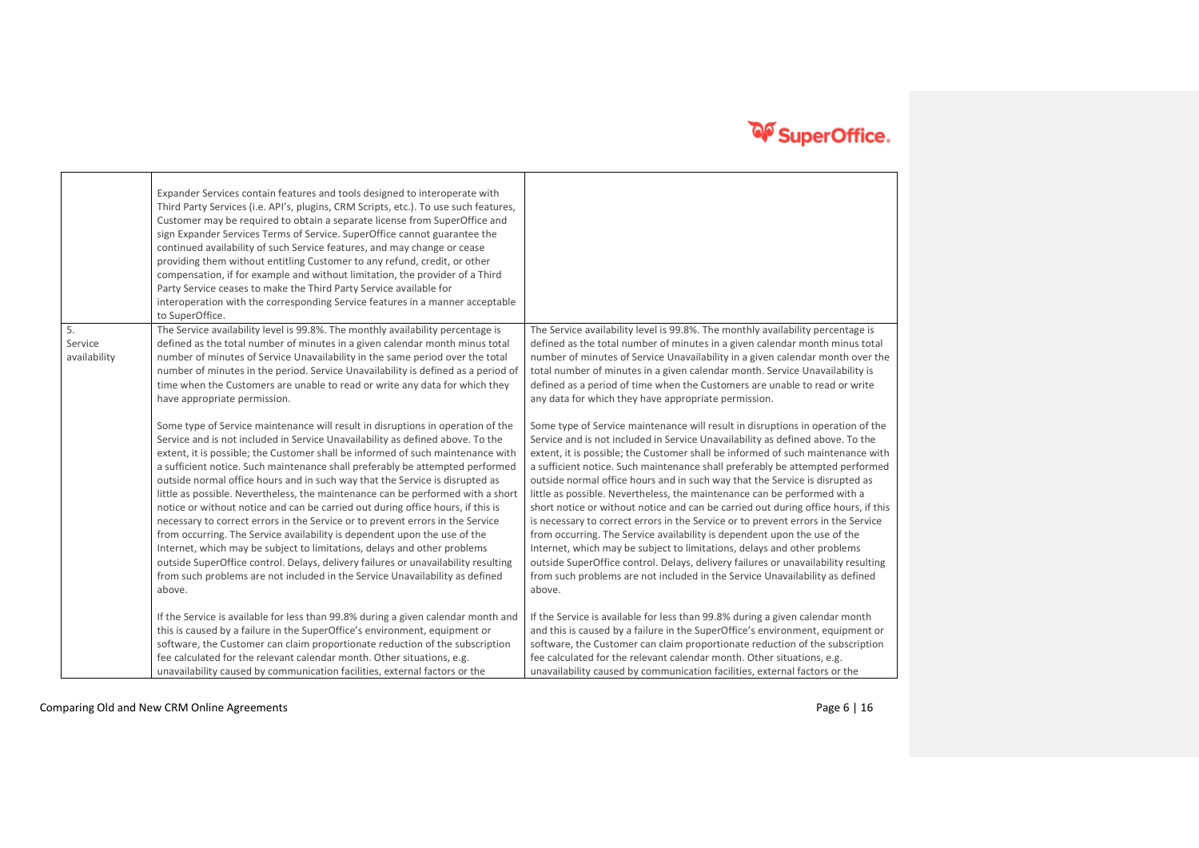| | | |
|---|---|---|
| | Expander Services contain features and tools designed to interoperate with Third Party Services (i.e. API's, plugins, CRM Scripts, etc.). To use such features, Customer may be required to obtain a separate license from SuperOffice and sign Expander Services Terms of Service. SuperOffice cannot guarantee the continued availability of such Service features, and may change or cease providing them without entitling Customer to any refund, credit, or other compensation, if for example and without limitation, the provider of a Third Party Service ceases to make the Third Party Service available for interoperation with the corresponding Service features in a manner acceptable to SuperOffice. | |
| 5. Service availability | The Service availability level is 99.8%. The monthly availability percentage is defined as the total number of minutes in a given calendar month minus total number of minutes of Service Unavailability in the same period over the total number of minutes in the period. Service Unavailability is defined as a period of time when the Customers are unable to read or write any data for which they have appropriate permission.<br><br>Some type of Service maintenance will result in disruptions in operation of the Service and is not included in Service Unavailability as defined above. To the extent, it is possible; the Customer shall be informed of such maintenance with a sufficient notice. Such maintenance shall preferably be attempted performed outside normal office hours and in such way that the Service is disrupted as little as possible. Nevertheless, the maintenance can be performed with a short notice or without notice and can be carried out during office hours, if this is necessary to correct errors in the Service or to prevent errors in the Service from occurring. The Service availability is dependent upon the use of the Internet, which may be subject to limitations, delays and other problems outside SuperOffice control. Delays, delivery failures or unavailability resulting from such problems are not included in the Service Unavailability as defined above.<br><br>If the Service is available for less than 99.8% during a given calendar month and this is caused by a failure in the SuperOffice's environment, equipment or software, the Customer can claim proportionate reduction of the subscription fee calculated for the relevant calendar month. Other situations, e.g. unavailability caused by communication facilities, external factors or the | The Service availability level is 99.8%. The monthly availability percentage is defined as the total number of minutes in a given calendar month minus total number of minutes of Service Unavailability in a given calendar month over the total number of minutes in a given calendar month. Service Unavailability is defined as a period of time when the Customers are unable to read or write any data for which they have appropriate permission.<br><br>Some type of Service maintenance will result in disruptions in operation of the Service and is not included in Service Unavailability as defined above. To the extent, it is possible; the Customer shall be informed of such maintenance with a sufficient notice. Such maintenance shall preferably be attempted performed outside normal office hours and in such way that the Service is disrupted as little as possible. Nevertheless, the maintenance can be performed with a short notice or without notice and can be carried out during office hours, if this is necessary to correct errors in the Service or to prevent errors in the Service from occurring. The Service availability is dependent upon the use of the Internet, which may be subject to limitations, delays and other problems outside SuperOffice control. Delays, delivery failures or unavailability resulting from such problems are not included in the Service Unavailability as defined above.<br><br>If the Service is available for less than 99.8% during a given calendar month and this is caused by a failure in the SuperOffice's environment, equipment or software, the Customer can claim proportionate reduction of the subscription fee calculated for the relevant calendar month. Other situations, e.g. unavailability caused by communication facilities, external factors or the |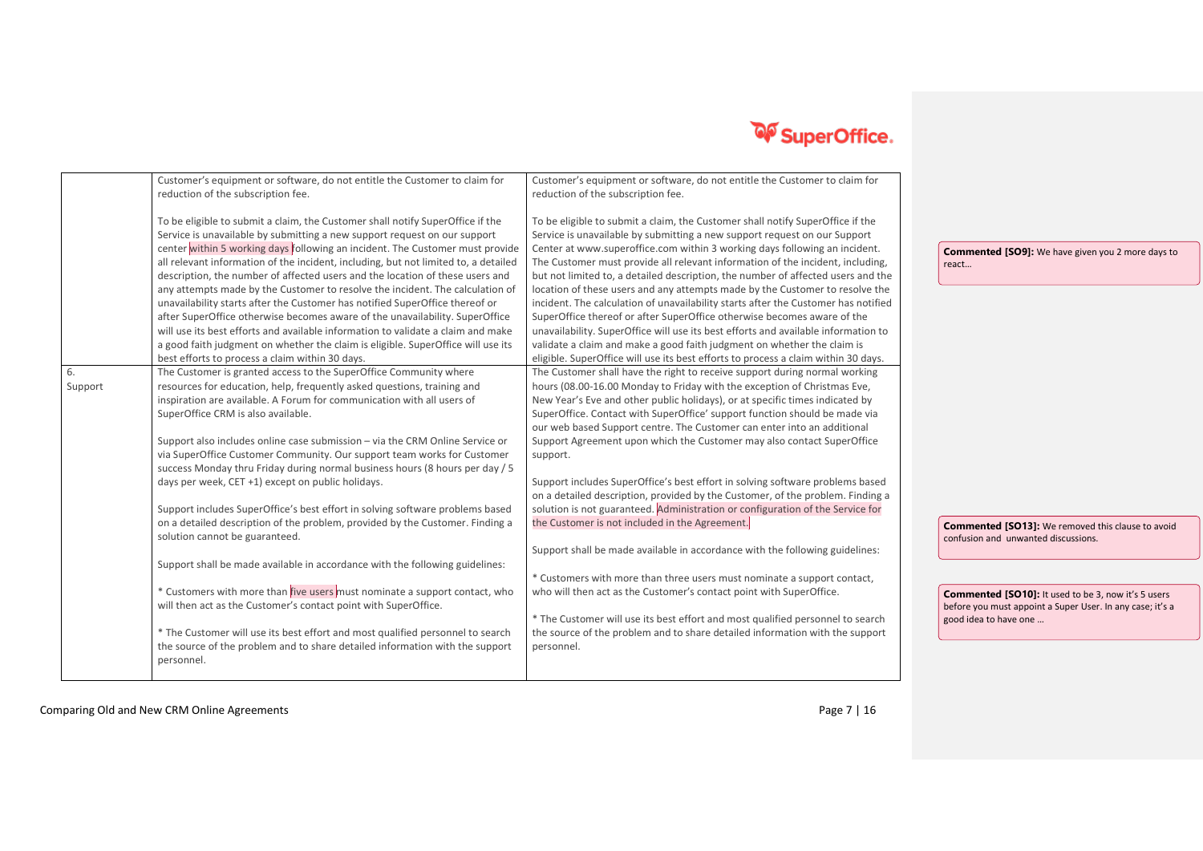| | | |
|---|---|---|
| | Customer's equipment or software, do not entitle the Customer to claim for reduction of the subscription fee.<br><br>To be eligible to submit a claim, the Customer shall notify SuperOffice if the Service is unavailable by submitting a new support request on our support center within 5 working days following an incident. The Customer must provide all relevant information of the incident, including, but not limited to, a detailed description, the number of affected users and the location of these users and any attempts made by the Customer to resolve the incident. The calculation of unavailability starts after the Customer has notified SuperOffice thereof or after SuperOffice otherwise becomes aware of the unavailability. SuperOffice will use its best efforts and available information to validate a claim and make a good faith judgment on whether the claim is eligible. SuperOffice will use its best efforts to process a claim within 30 days. | Customer's equipment or software, do not entitle the Customer to claim for reduction of the subscription fee.<br><br>To be eligible to submit a claim, the Customer shall notify SuperOffice if the Service is unavailable by submitting a new support request on our Support Center at www.superoffice.com within 3 working days following an incident. The Customer must provide all relevant information of the incident, including, but not limited to, a detailed description, the number of affected users and the location of these users and any attempts made by the Customer to resolve the incident. The calculation of unavailability starts after the Customer has notified SuperOffice thereof or after SuperOffice otherwise becomes aware of the unavailability. SuperOffice will use its best efforts and available information to validate a claim and make a good faith judgment on whether the claim is eligible. SuperOffice will use its best efforts to process a claim within 30 days. |
| 6. Support | The Customer is granted access to the SuperOffice Community where resources for education, help, frequently asked questions, training and inspiration are available. A Forum for communication with all users of SuperOffice CRM is also available.<br><br>Support also includes online case submission – via the CRM Online Service or via SuperOffice Customer Community. Our support team works for Customer success Monday thru Friday during normal business hours (8 hours per day / 5 days per week, CET +1) except on public holidays.<br><br>Support includes SuperOffice's best effort in solving software problems based on a detailed description of the problem, provided by the Customer. Finding a solution cannot be guaranteed.<br><br>Support shall be made available in accordance with the following guidelines:<br><br>* Customers with more than five users must nominate a support contact, who will then act as the Customer's contact point with SuperOffice.<br><br>* The Customer will use its best effort and most qualified personnel to search the source of the problem and to share detailed information with the support personnel. | The Customer shall have the right to receive support during normal working hours (08.00-16.00 Monday to Friday with the exception of Christmas Eve, New Year's Eve and other public holidays), or at specific times indicated by SuperOffice. Contact with SuperOffice' support function should be made via our web based Support centre. The Customer can enter into an additional Support Agreement upon which the Customer may also contact SuperOffice support.<br><br>Support includes SuperOffice's best effort in solving software problems based on a detailed description, provided by the Customer, of the problem. Finding a solution is not guaranteed. Administration or configuration of the Service for the Customer is not included in the Agreement.<br><br>Support shall be made available in accordance with the following guidelines:<br><br>* Customers with more than three users must nominate a support contact, who will then act as the Customer's contact point with SuperOffice.<br><br>* The Customer will use its best effort and most qualified personnel to search the source of the problem and to share detailed information with the support personnel. |

**Commented [SO9]:** We have given you 2 more days to react…

**Commented [SO13]:** We removed this clause to avoid confusion and unwanted discussions.

**Commented [SO10]:** It used to be 3, now it's 5 users before you must appoint a Super User. In any case; it's a good idea to have one …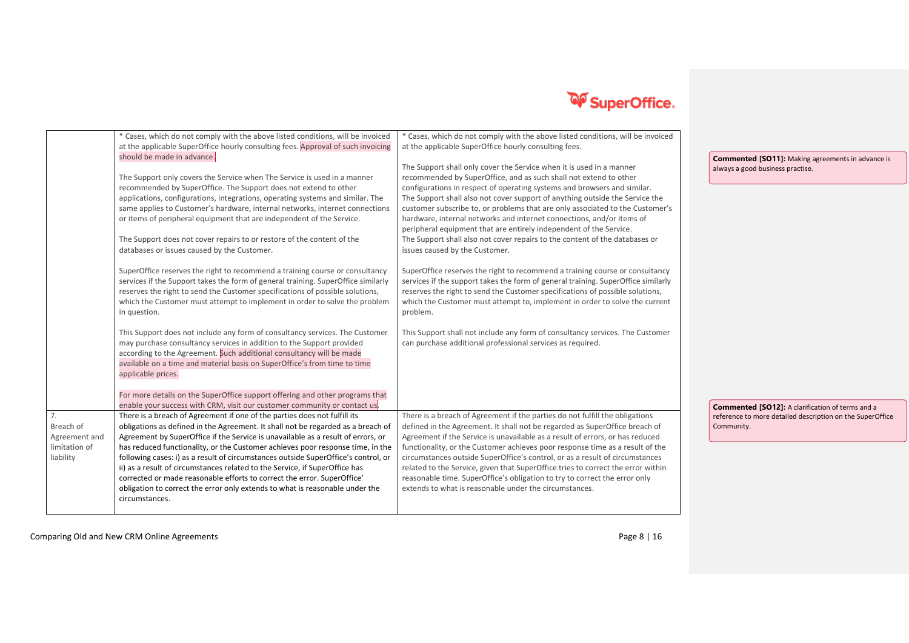| | | |
|---|---|---|
| | * Cases, which do not comply with the above listed conditions, will be invoiced at the applicable SuperOffice hourly consulting fees. Approval of such invoicing should be made in advance.<br><br>The Support only covers the Service when The Service is used in a manner recommended by SuperOffice. The Support does not extend to other applications, configurations, integrations, operating systems and similar. The same applies to Customer's hardware, internal networks, internet connections or items of peripheral equipment that are independent of the Service.<br><br>The Support does not cover repairs to or restore of the content of the databases or issues caused by the Customer.<br><br>SuperOffice reserves the right to recommend a training course or consultancy services if the Support takes the form of general training. SuperOffice similarly reserves the right to send the Customer specifications of possible solutions, which the Customer must attempt to implement in order to solve the problem in question.<br><br>This Support does not include any form of consultancy services. The Customer may purchase consultancy services in addition to the Support provided according to the Agreement. Such additional consultancy will be made available on a time and material basis on SuperOffice's from time to time applicable prices.<br><br>For more details on the SuperOffice support offering and other programs that enable your success with CRM, visit our customer community or contact us. | * Cases, which do not comply with the above listed conditions, will be invoiced at the applicable SuperOffice hourly consulting fees.<br><br>The Support shall only cover the Service when it is used in a manner recommended by SuperOffice, and as such shall not extend to other configurations in respect of operating systems and browsers and similar. The Support shall also not cover support of anything outside the Service the customer subscribe to, or problems that are only associated to the Customer's hardware, internal networks and internet connections, and/or items of peripheral equipment that are entirely independent of the Service. The Support shall also not cover repairs to the content of the databases or issues caused by the Customer.<br><br>SuperOffice reserves the right to recommend a training course or consultancy services if the support takes the form of general training. SuperOffice similarly reserves the right to send the Customer specifications of possible solutions, which the Customer must attempt to, implement in order to solve the current problem.<br><br>This Support shall not include any form of consultancy services. The Customer can purchase additional professional services as required. |
| 7. Breach of Agreement and limitation of liability | There is a breach of Agreement if one of the parties does not fulfill its obligations as defined in the Agreement. It shall not be regarded as a breach of Agreement by SuperOffice if the Service is unavailable as a result of errors, or has reduced functionality, or the Customer achieves poor response time, in the following cases: i) as a result of circumstances outside SuperOffice's control, or ii) as a result of circumstances related to the Service, if SuperOffice has corrected or made reasonable efforts to correct the error. SuperOffice' obligation to correct the error only extends to what is reasonable under the circumstances. | There is a breach of Agreement if the parties do not fulfill the obligations defined in the Agreement. It shall not be regarded as SuperOffice breach of Agreement if the Service is unavailable as a result of errors, or has reduced functionality, or the Customer achieves poor response time as a result of the circumstances outside SuperOffice's control, or as a result of circumstances related to the Service, given that SuperOffice tries to correct the error within reasonable time. SuperOffice's obligation to try to correct the error only extends to what is reasonable under the circumstances. |

**Commented [SO11]:** Making agreements in advance is always a good business practise.

**Commented [SO12]:** A clarification of terms and a reference to more detailed description on the SuperOffice Community.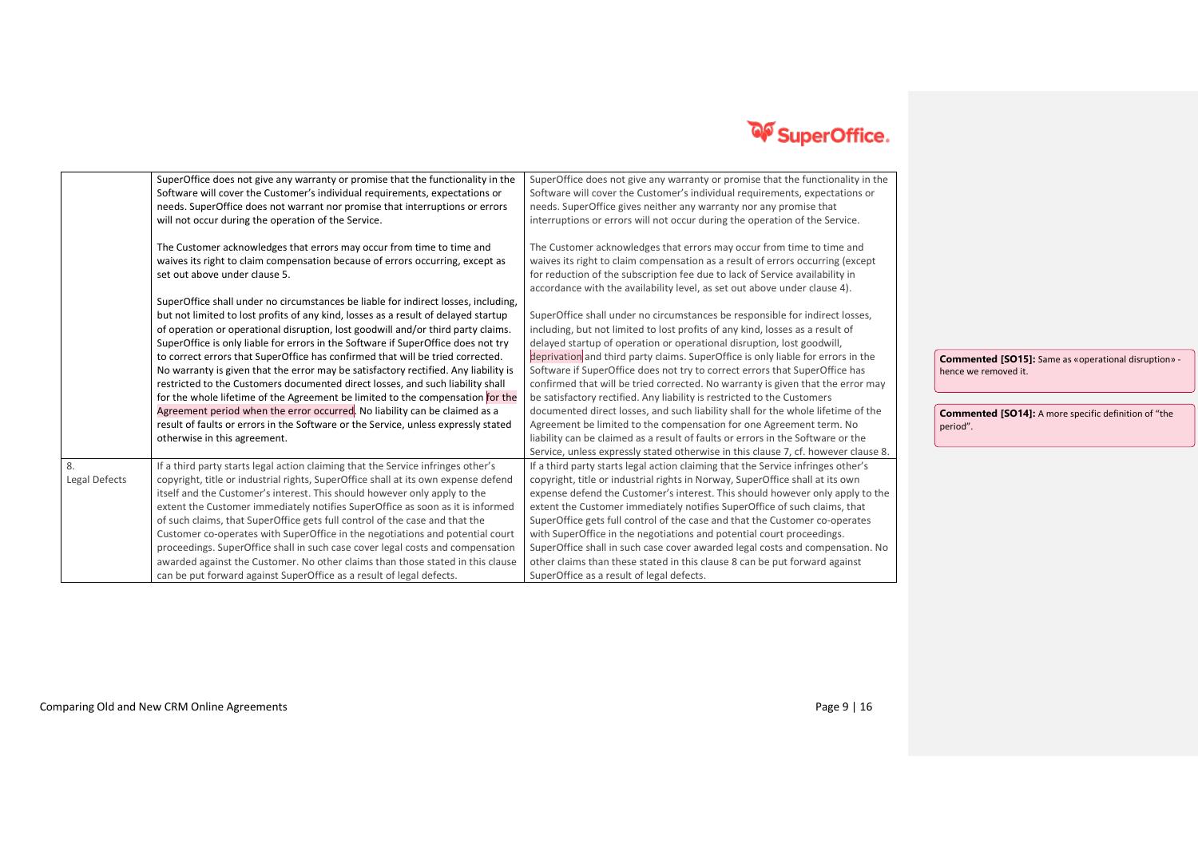| | | |
|---|---|---|
| | SuperOffice does not give any warranty or promise that the functionality in the Software will cover the Customer's individual requirements, expectations or needs. SuperOffice does not warrant nor promise that interruptions or errors will not occur during the operation of the Service.<br><br>The Customer acknowledges that errors may occur from time to time and waives its right to claim compensation because of errors occurring, except as set out above under clause 5.<br><br>SuperOffice shall under no circumstances be liable for indirect losses, including, but not limited to lost profits of any kind, losses as a result of delayed startup of operation or operational disruption, lost goodwill and/or third party claims. SuperOffice is only liable for errors in the Software if SuperOffice does not try to correct errors that SuperOffice has confirmed that will be tried corrected. No warranty is given that the error may be satisfactory rectified. Any liability is restricted to the Customers documented direct losses, and such liability shall for the whole lifetime of the Agreement be limited to the compensation for the Agreement period when the error occurred. No liability can be claimed as a result of faults or errors in the Software or the Service, unless expressly stated otherwise in this agreement. | SuperOffice does not give any warranty or promise that the functionality in the Software will cover the Customer's individual requirements, expectations or needs. SuperOffice gives neither any warranty nor any promise that interruptions or errors will not occur during the operation of the Service.<br><br>The Customer acknowledges that errors may occur from time to time and waives its right to claim compensation as a result of errors occurring (except for reduction of the subscription fee due to lack of Service availability in accordance with the availability level, as set out above under clause 4).<br><br>SuperOffice shall under no circumstances be responsible for indirect losses, including, but not limited to lost profits of any kind, losses as a result of delayed startup of operation or operational disruption, lost goodwill, deprivation and third party claims. SuperOffice is only liable for errors in the Software if SuperOffice does not try to correct errors that SuperOffice has confirmed that will be tried corrected. No warranty is given that the error may be satisfactory rectified. Any liability is restricted to the Customers documented direct losses, and such liability shall for the whole lifetime of the Agreement be limited to the compensation for one Agreement term. No liability can be claimed as a result of faults or errors in the Software or the Service, unless expressly stated otherwise in this clause 7, cf. however clause 8. |
| 8.<br>Legal Defects | If a third party starts legal action claiming that the Service infringes other's copyright, title or industrial rights, SuperOffice shall at its own expense defend itself and the Customer's interest. This should however only apply to the extent the Customer immediately notifies SuperOffice as soon as it is informed of such claims, that SuperOffice gets full control of the case and that the Customer co-operates with SuperOffice in the negotiations and potential court proceedings. SuperOffice shall in such case cover legal costs and compensation awarded against the Customer. No other claims than those stated in this clause can be put forward against SuperOffice as a result of legal defects. | If a third party starts legal action claiming that the Service infringes other's copyright, title or industrial rights in Norway, SuperOffice shall at its own expense defend the Customer's interest. This should however only apply to the extent the Customer immediately notifies SuperOffice of such claims, that SuperOffice gets full control of the case and that the Customer co-operates with SuperOffice in the negotiations and potential court proceedings. SuperOffice shall in such case cover awarded legal costs and compensation. No other claims than these stated in this clause 8 can be put forward against SuperOffice as a result of legal defects. |

**Commented [SO15]:** Same as «operational disruption» - hence we removed it.

**Commented [SO14]:** A more specific definition of "the period".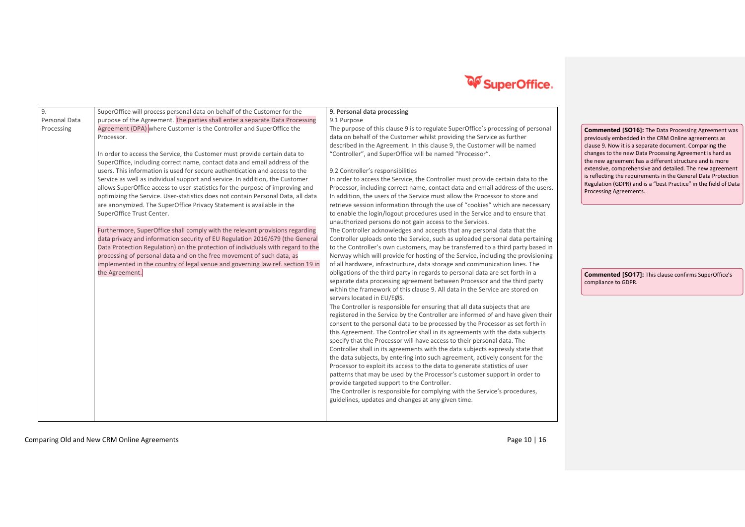| 9. Personal Data Processing | SuperOffice will process personal data on behalf of the Customer for the purpose of the Agreement. The parties shall enter a separate Data Processing Agreement (DPA) where Customer is the Controller and SuperOffice the Processor.<br><br>In order to access the Service, the Customer must provide certain data to SuperOffice, including correct name, contact data and email address of the users. This information is used for secure authentication and access to the Service as well as individual support and service. In addition, the Customer allows SuperOffice access to user-statistics for the purpose of improving and optimizing the Service. User-statistics does not contain Personal Data, all data are anonymized. The SuperOffice Privacy Statement is available in the SuperOffice Trust Center.<br><br>Furthermore, SuperOffice shall comply with the relevant provisions regarding data privacy and information security of EU Regulation 2016/679 (the General Data Protection Regulation) on the protection of individuals with regard to the processing of personal data and on the free movement of such data, as implemented in the country of legal venue and governing law ref. section 19 in the Agreement. | **9. Personal data processing**<br>9.1 Purpose<br>The purpose of this clause 9 is to regulate SuperOffice's processing of personal data on behalf of the Customer whilst providing the Service as further described in the Agreement. In this clause 9, the Customer will be named "Controller", and SuperOffice will be named "Processor".<br><br>9.2 Controller's responsibilities<br>In order to access the Service, the Controller must provide certain data to the Processor, including correct name, contact data and email address of the users. In addition, the users of the Service must allow the Processor to store and retrieve session information through the use of "cookies" which are necessary to enable the login/logout procedures used in the Service and to ensure that unauthorized persons do not gain access to the Services.<br>The Controller acknowledges and accepts that any personal data that the Controller uploads onto the Service, such as uploaded personal data pertaining to the Controller's own customers, may be transferred to a third party based in Norway which will provide for hosting of the Service, including the provisioning of all hardware, infrastructure, data storage and communication lines. The obligations of the third party in regards to personal data are set forth in a separate data processing agreement between Processor and the third party within the framework of this clause 9. All data in the Service are stored on servers located in EU/EØS.<br>The Controller is responsible for ensuring that all data subjects that are registered in the Service by the Controller are informed of and have given their consent to the personal data to be processed by the Processor as set forth in this Agreement. The Controller shall in its agreements with the data subjects specify that the Processor will have access to their personal data. The Controller shall in its agreements with the data subjects expressly state that the data subjects, by entering into such agreement, actively consent for the Processor to exploit its access to the data to generate statistics of user patterns that may be used by the Processor's customer support in order to provide targeted support to the Controller.<br>The Controller is responsible for complying with the Service's procedures, guidelines, updates and changes at any given time. |
|---|---|---|

**Commented [SO16]:** The Data Processing Agreement was previously embedded in the CRM Online agreements as clause 9. Now it is a separate document. Comparing the changes to the new Data Processing Agreement is hard as the new agreement has a different structure and is more extensive, comprehensive and detailed. The new agreement is reflecting the requirements in the General Data Protection Regulation (GDPR) and is a "best Practice" in the field of Data Processing Agreements.

**Commented [SO17]:** This clause confirms SuperOffice's compliance to GDPR.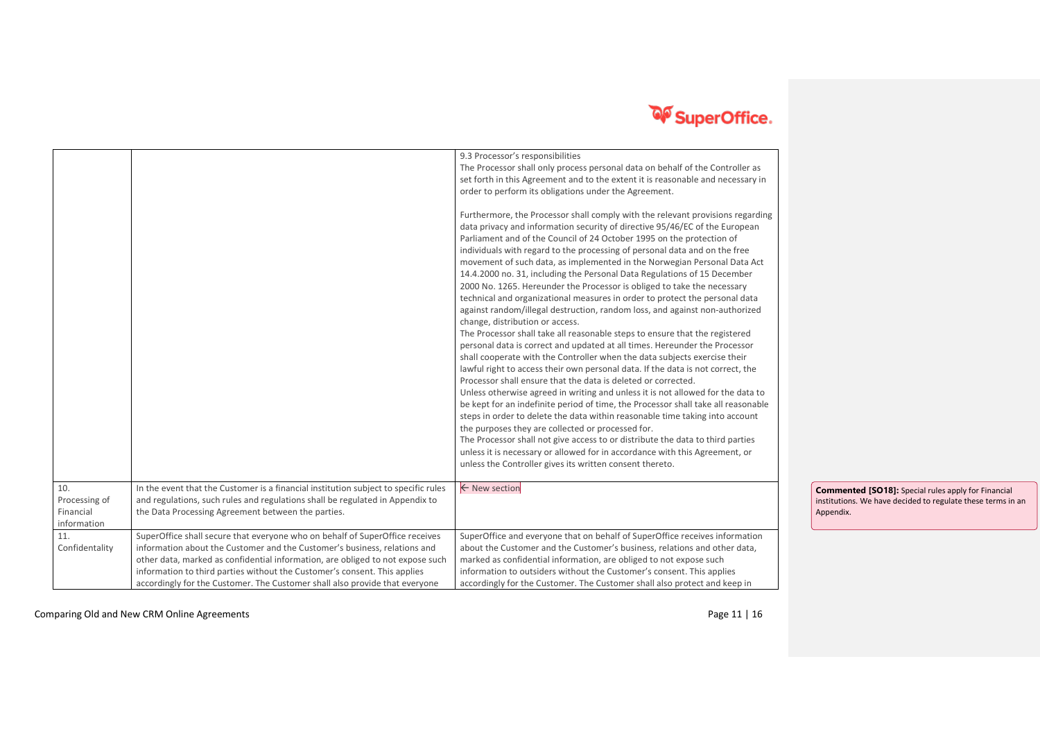| | | |
|---|---|---|
| | | 9.3 Processor's responsibilities<br>The Processor shall only process personal data on behalf of the Controller as set forth in this Agreement and to the extent it is reasonable and necessary in order to perform its obligations under the Agreement.<br><br>Furthermore, the Processor shall comply with the relevant provisions regarding data privacy and information security of directive 95/46/EC of the European Parliament and of the Council of 24 October 1995 on the protection of individuals with regard to the processing of personal data and on the free movement of such data, as implemented in the Norwegian Personal Data Act 14.4.2000 no. 31, including the Personal Data Regulations of 15 December 2000 No. 1265. Hereunder the Processor is obliged to take the necessary technical and organizational measures in order to protect the personal data against random/illegal destruction, random loss, and against non-authorized change, distribution or access.<br>The Processor shall take all reasonable steps to ensure that the registered personal data is correct and updated at all times. Hereunder the Processor shall cooperate with the Controller when the data subjects exercise their lawful right to access their own personal data. If the data is not correct, the Processor shall ensure that the data is deleted or corrected.<br>Unless otherwise agreed in writing and unless it is not allowed for the data to be kept for an indefinite period of time, the Processor shall take all reasonable steps in order to delete the data within reasonable time taking into account the purposes they are collected or processed for.<br>The Processor shall not give access to or distribute the data to third parties unless it is necessary or allowed for in accordance with this Agreement, or unless the Controller gives its written consent thereto. |
| 10. Processing of Financial information | In the event that the Customer is a financial institution subject to specific rules and regulations, such rules and regulations shall be regulated in Appendix to the Data Processing Agreement between the parties. | ← New section |
| 11. Confidentality | SuperOffice shall secure that everyone who on behalf of SuperOffice receives information about the Customer and the Customer's business, relations and other data, marked as confidential information, are obliged to not expose such information to third parties without the Customer's consent. This applies accordingly for the Customer. The Customer shall also provide that everyone | SuperOffice and everyone that on behalf of SuperOffice receives information about the Customer and the Customer's business, relations and other data, marked as confidential information, are obliged to not expose such information to outsiders without the Customer's consent. This applies accordingly for the Customer. The Customer shall also protect and keep in |

**Commented [SO18]:** Special rules apply for Financial institutions. We have decided to regulate these terms in an Appendix.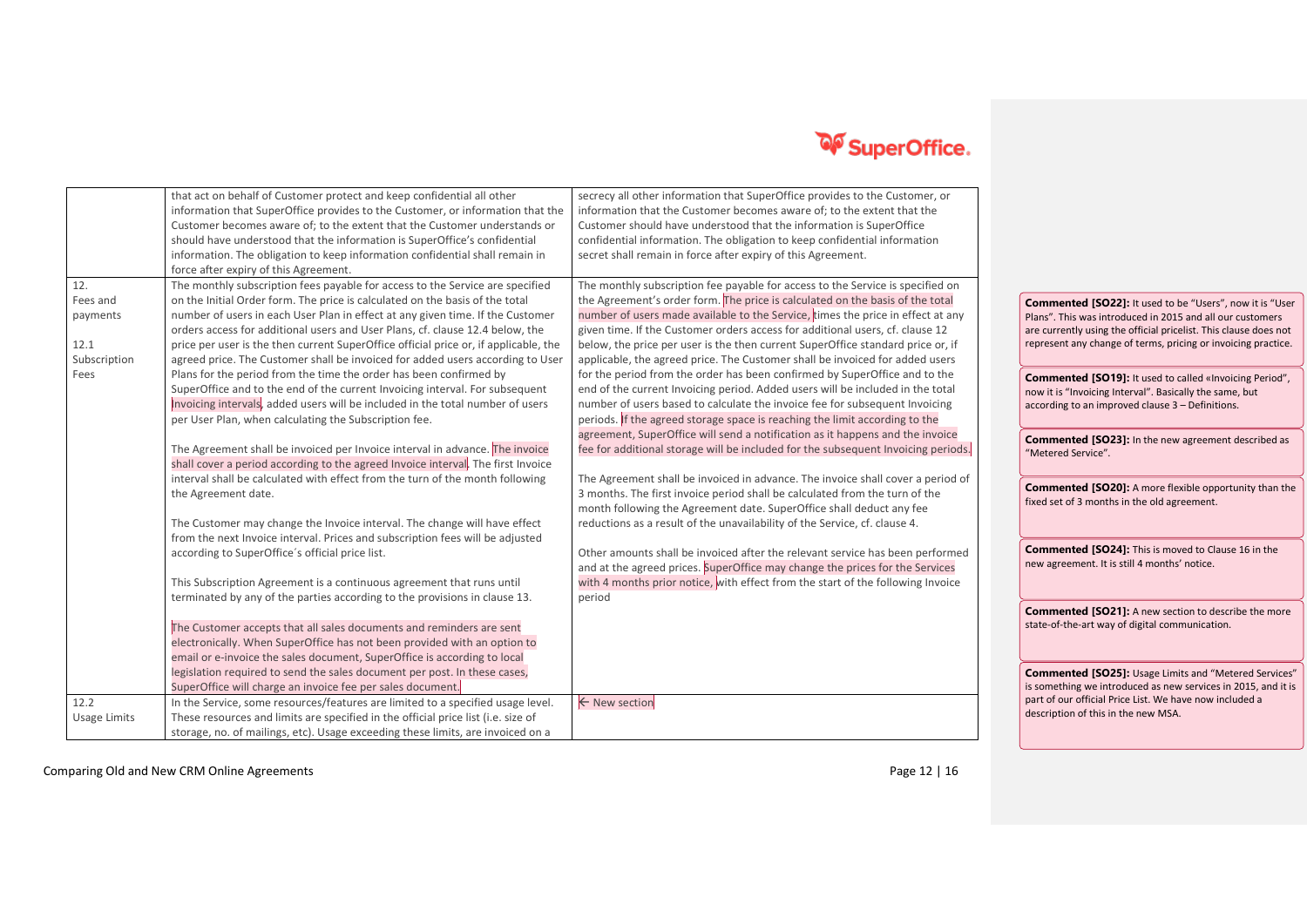| | | |
|---|---|---|
| | that act on behalf of Customer protect and keep confidential all other information that SuperOffice provides to the Customer, or information that the Customer becomes aware of; to the extent that the Customer understands or should have understood that the information is SuperOffice's confidential information. The obligation to keep information confidential shall remain in force after expiry of this Agreement. | secrecy all other information that SuperOffice provides to the Customer, or information that the Customer becomes aware of; to the extent that the Customer should have understood that the information is SuperOffice confidential information. The obligation to keep confidential information secret shall remain in force after expiry of this Agreement. |
| 12. Fees and payments<br><br>12.1 Subscription Fees | The monthly subscription fees payable for access to the Service are specified on the Initial Order form. The price is calculated on the basis of the total number of users in each User Plan in effect at any given time. If the Customer orders access for additional users and User Plans, cf. clause 12.4 below, the price per user is the then current SuperOffice official price or, if applicable, the agreed price. The Customer shall be invoiced for added users according to User Plans for the period from the time the order has been confirmed by SuperOffice and to the end of the current Invoicing interval. For subsequent Invoicing intervals, added users will be included in the total number of users per User Plan, when calculating the Subscription fee.<br><br>The Agreement shall be invoiced per Invoice interval in advance. The invoice shall cover a period according to the agreed Invoice interval. The first Invoice interval shall be calculated with effect from the turn of the month following the Agreement date.<br><br>The Customer may change the Invoice interval. The change will have effect from the next Invoice interval. Prices and subscription fees will be adjusted according to SuperOffice´s official price list.<br><br>This Subscription Agreement is a continuous agreement that runs until terminated by any of the parties according to the provisions in clause 13.<br><br>The Customer accepts that all sales documents and reminders are sent electronically. When SuperOffice has not been provided with an option to email or e-invoice the sales document, SuperOffice is according to local legislation required to send the sales document per post. In these cases, SuperOffice will charge an invoice fee per sales document. | The monthly subscription fee payable for access to the Service is specified on the Agreement's order form. The price is calculated on the basis of the total number of users made available to the Service, times the price in effect at any given time. If the Customer orders access for additional users, cf. clause 12 below, the price per user is the then current SuperOffice standard price or, if applicable, the agreed price. The Customer shall be invoiced for added users for the period from the order has been confirmed by SuperOffice and to the end of the current Invoicing period. Added users will be included in the total number of users based to calculate the invoice fee for subsequent Invoicing periods. If the agreed storage space is reaching the limit according to the agreement, SuperOffice will send a notification as it happens and the invoice fee for additional storage will be included for the subsequent Invoicing periods.<br><br>The Agreement shall be invoiced in advance. The invoice shall cover a period of 3 months. The first invoice period shall be calculated from the turn of the month following the Agreement date. SuperOffice shall deduct any fee reductions as a result of the unavailability of the Service, cf. clause 4.<br><br>Other amounts shall be invoiced after the relevant service has been performed and at the agreed prices. SuperOffice may change the prices for the Services with 4 months prior notice, with effect from the start of the following Invoice period |
| 12.2 Usage Limits | In the Service, some resources/features are limited to a specified usage level. These resources and limits are specified in the official price list (i.e. size of storage, no. of mailings, etc). Usage exceeding these limits, are invoiced on a | ← New section |

**Commented [SO22]:** It used to be "Users", now it is "User Plans". This was introduced in 2015 and all our customers are currently using the official pricelist. This clause does not represent any change of terms, pricing or invoicing practice.

**Commented [SO19]:** It used to called «Invoicing Period", now it is "Invoicing Interval". Basically the same, but according to an improved clause 3 – Definitions.

**Commented [SO23]:** In the new agreement described as "Metered Service".

**Commented [SO20]:** A more flexible opportunity than the fixed set of 3 months in the old agreement.

**Commented [SO24]:** This is moved to Clause 16 in the new agreement. It is still 4 months' notice.

**Commented [SO21]:** A new section to describe the more state-of-the-art way of digital communication.

**Commented [SO25]:** Usage Limits and "Metered Services" is something we introduced as new services in 2015, and it is part of our official Price List. We have now included a description of this in the new MSA.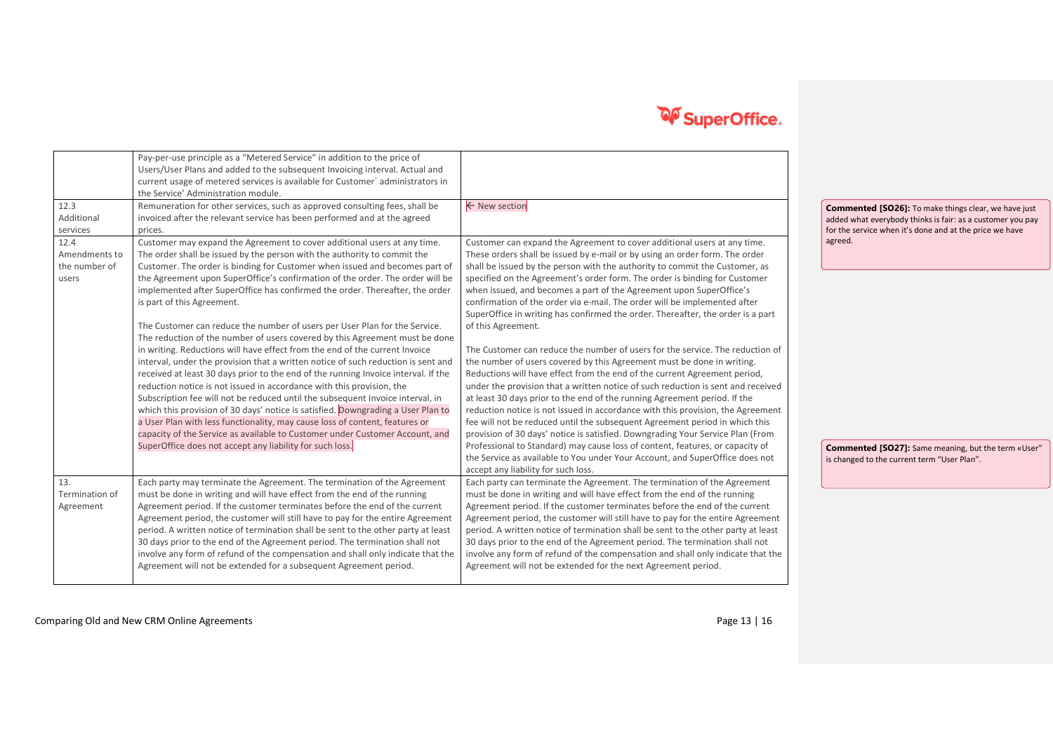|  | Pay-per-use principle as a "Metered Service" in addition to the price of Users/User Plans and added to the subsequent Invoicing interval. Actual and current usage of metered services is available for Customer´ administrators in the Service' Administration module. |  |
|---|---|---|
| 12.3 Additional services | Remuneration for other services, such as approved consulting fees, shall be invoiced after the relevant service has been performed and at the agreed prices. | ← New section |
| 12.4 Amendments to the number of users | Customer may expand the Agreement to cover additional users at any time. The order shall be issued by the person with the authority to commit the Customer. The order is binding for Customer when issued and becomes part of the Agreement upon SuperOffice's confirmation of the order. The order will be implemented after SuperOffice has confirmed the order. Thereafter, the order is part of this Agreement.<br><br>The Customer can reduce the number of users per User Plan for the Service. The reduction of the number of users covered by this Agreement must be done in writing. Reductions will have effect from the end of the current Invoice interval, under the provision that a written notice of such reduction is sent and received at least 30 days prior to the end of the running Invoice interval. If the reduction notice is not issued in accordance with this provision, the Subscription fee will not be reduced until the subsequent Invoice interval, in which this provision of 30 days' notice is satisfied. Downgrading a User Plan to a User Plan with less functionality, may cause loss of content, features or capacity of the Service as available to Customer under Customer Account, and SuperOffice does not accept any liability for such loss. | Customer can expand the Agreement to cover additional users at any time. These orders shall be issued by e-mail or by using an order form. The order shall be issued by the person with the authority to commit the Customer, as specified on the Agreement's order form. The order is binding for Customer when issued, and becomes a part of the Agreement upon SuperOffice's confirmation of the order via e-mail. The order will be implemented after SuperOffice in writing has confirmed the order. Thereafter, the order is a part of this Agreement.<br><br>The Customer can reduce the number of users for the service. The reduction of the number of users covered by this Agreement must be done in writing. Reductions will have effect from the end of the current Agreement period, under the provision that a written notice of such reduction is sent and received at least 30 days prior to the end of the running Agreement period. If the reduction notice is not issued in accordance with this provision, the Agreement fee will not be reduced until the subsequent Agreement period in which this provision of 30 days' notice is satisfied. Downgrading Your Service Plan (From Professional to Standard) may cause loss of content, features, or capacity of the Service as available to You under Your Account, and SuperOffice does not accept any liability for such loss. |
| 13. Termination of Agreement | Each party may terminate the Agreement. The termination of the Agreement must be done in writing and will have effect from the end of the running Agreement period. If the customer terminates before the end of the current Agreement period, the customer will still have to pay for the entire Agreement period. A written notice of termination shall be sent to the other party at least 30 days prior to the end of the Agreement period. The termination shall not involve any form of refund of the compensation and shall only indicate that the Agreement will not be extended for a subsequent Agreement period. | Each party can terminate the Agreement. The termination of the Agreement must be done in writing and will have effect from the end of the running Agreement period. If the customer terminates before the end of the current Agreement period, the customer will still have to pay for the entire Agreement period. A written notice of termination shall be sent to the other party at least 30 days prior to the end of the Agreement period. The termination shall not involve any form of refund of the compensation and shall only indicate that the Agreement will not be extended for the next Agreement period. |

**Commented [SO26]:** To make things clear, we have just added what everybody thinks is fair: as a customer you pay for the service when it's done and at the price we have agreed.

**Commented [SO27]:** Same meaning, but the term «User" is changed to the current term "User Plan".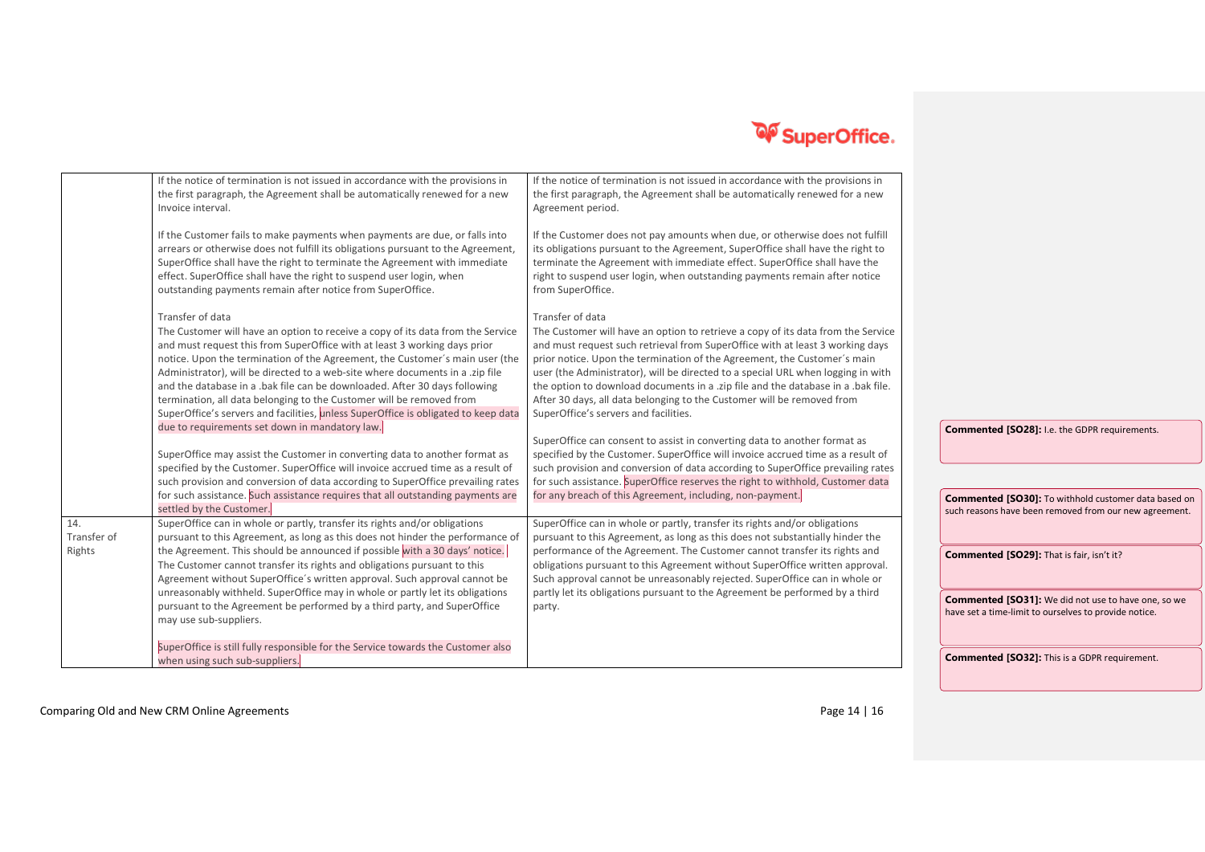| | | |
|---|---|---|
| | If the notice of termination is not issued in accordance with the provisions in the first paragraph, the Agreement shall be automatically renewed for a new Invoice interval.<br><br>If the Customer fails to make payments when payments are due, or falls into arrears or otherwise does not fulfill its obligations pursuant to the Agreement, SuperOffice shall have the right to terminate the Agreement with immediate effect. SuperOffice shall have the right to suspend user login, when outstanding payments remain after notice from SuperOffice.<br><br>Transfer of data<br>The Customer will have an option to receive a copy of its data from the Service and must request this from SuperOffice with at least 3 working days prior notice. Upon the termination of the Agreement, the Customer´s main user (the Administrator), will be directed to a web-site where documents in a .zip file and the database in a .bak file can be downloaded. After 30 days following termination, all data belonging to the Customer will be removed from SuperOffice's servers and facilities, unless SuperOffice is obligated to keep data due to requirements set down in mandatory law.<br><br>SuperOffice may assist the Customer in converting data to another format as specified by the Customer. SuperOffice will invoice accrued time as a result of such provision and conversion of data according to SuperOffice prevailing rates for such assistance. Such assistance requires that all outstanding payments are settled by the Customer. | If the notice of termination is not issued in accordance with the provisions in the first paragraph, the Agreement shall be automatically renewed for a new Agreement period.<br><br>If the Customer does not pay amounts when due, or otherwise does not fulfill its obligations pursuant to the Agreement, SuperOffice shall have the right to terminate the Agreement with immediate effect. SuperOffice shall have the right to suspend user login, when outstanding payments remain after notice from SuperOffice.<br><br>Transfer of data<br>The Customer will have an option to retrieve a copy of its data from the Service and must request such retrieval from SuperOffice with at least 3 working days prior notice. Upon the termination of the Agreement, the Customer´s main user (the Administrator), will be directed to a special URL when logging in with the option to download documents in a .zip file and the database in a .bak file. After 30 days, all data belonging to the Customer will be removed from SuperOffice's servers and facilities.<br><br>SuperOffice can consent to assist in converting data to another format as specified by the Customer. SuperOffice will invoice accrued time as a result of such provision and conversion of data according to SuperOffice prevailing rates for such assistance. SuperOffice reserves the right to withhold, Customer data for any breach of this Agreement, including, non-payment. |
| 14. Transfer of Rights | SuperOffice can in whole or partly, transfer its rights and/or obligations pursuant to this Agreement, as long as this does not hinder the performance of the Agreement. This should be announced if possible with a 30 days' notice. The Customer cannot transfer its rights and obligations pursuant to this Agreement without SuperOffice´s written approval. Such approval cannot be unreasonably withheld. SuperOffice may in whole or partly let its obligations pursuant to the Agreement be performed by a third party, and SuperOffice may use sub-suppliers.<br><br>SuperOffice is still fully responsible for the Service towards the Customer also when using such sub-suppliers. | SuperOffice can in whole or partly, transfer its rights and/or obligations pursuant to this Agreement, as long as this does not substantially hinder the performance of the Agreement. The Customer cannot transfer its rights and obligations pursuant to this Agreement without SuperOffice written approval. Such approval cannot be unreasonably rejected. SuperOffice can in whole or partly let its obligations pursuant to the Agreement be performed by a third party. |

**Commented [SO28]:** I.e. the GDPR requirements.

**Commented [SO30]:** To withhold customer data based on such reasons have been removed from our new agreement.

**Commented [SO29]:** That is fair, isn't it?

**Commented [SO31]:** We did not use to have one, so we have set a time-limit to ourselves to provide notice.

**Commented [SO32]:** This is a GDPR requirement.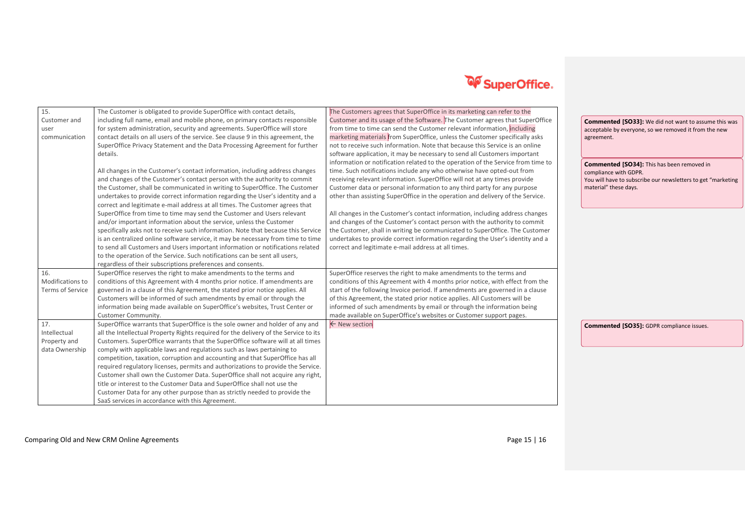| 15. Customer and user communication | The Customer is obligated to provide SuperOffice with contact details, including full name, email and mobile phone, on primary contacts responsible for system administration, security and agreements. SuperOffice will store contact details on all users of the service. See clause 9 in this agreement, the SuperOffice Privacy Statement and the Data Processing Agreement for further details.<br><br>All changes in the Customer's contact information, including address changes and changes of the Customer's contact person with the authority to commit the Customer, shall be communicated in writing to SuperOffice. The Customer undertakes to provide correct information regarding the User's identity and a correct and legitimate e-mail address at all times. The Customer agrees that SuperOffice from time to time may send the Customer and Users relevant and/or important information about the service, unless the Customer specifically asks not to receive such information. Note that because this Service is an centralized online software service, it may be necessary from time to time to send all Customers and Users important information or notifications related to the operation of the Service. Such notifications can be sent all users, regardless of their subscriptions preferences and consents. | The Customers agrees that SuperOffice in its marketing can refer to the Customer and its usage of the Software. The Customer agrees that SuperOffice from time to time can send the Customer relevant information, including marketing materials from SuperOffice, unless the Customer specifically asks not to receive such information. Note that because this Service is an online software application, it may be necessary to send all Customers important information or notification related to the operation of the Service from time to time. Such notifications include any who otherwise have opted-out from receiving relevant information. SuperOffice will not at any times provide Customer data or personal information to any third party for any purpose other than assisting SuperOffice in the operation and delivery of the Service.<br><br>All changes in the Customer's contact information, including address changes and changes of the Customer's contact person with the authority to commit the Customer, shall in writing be communicated to SuperOffice. The Customer undertakes to provide correct information regarding the User's identity and a correct and legitimate e-mail address at all times. |
|---|---|---|
| 16. Modifications to Terms of Service | SuperOffice reserves the right to make amendments to the terms and conditions of this Agreement with 4 months prior notice. If amendments are governed in a clause of this Agreement, the stated prior notice applies. All Customers will be informed of such amendments by email or through the information being made available on SuperOffice's websites, Trust Center or Customer Community. | SuperOffice reserves the right to make amendments to the terms and conditions of this Agreement with 4 months prior notice, with effect from the start of the following Invoice period. If amendments are governed in a clause of this Agreement, the stated prior notice applies. All Customers will be informed of such amendments by email or through the information being made available on SuperOffice's websites or Customer support pages. |
| 17. Intellectual Property and data Ownership | SuperOffice warrants that SuperOffice is the sole owner and holder of any and all the Intellectual Property Rights required for the delivery of the Service to its Customers. SuperOffice warrants that the SuperOffice software will at all times comply with applicable laws and regulations such as laws pertaining to competition, taxation, corruption and accounting and that SuperOffice has all required regulatory licenses, permits and authorizations to provide the Service. Customer shall own the Customer Data. SuperOffice shall not acquire any right, title or interest to the Customer Data and SuperOffice shall not use the Customer Data for any other purpose than as strictly needed to provide the SaaS services in accordance with this Agreement. | ← New section |

**Commented [SO33]:** We did not want to assume this was acceptable by everyone, so we removed it from the new agreement.

**Commented [SO34]:** This has been removed in compliance with GDPR.
You will have to subscribe our newsletters to get "marketing material" these days.

**Commented [SO35]:** GDPR compliance issues.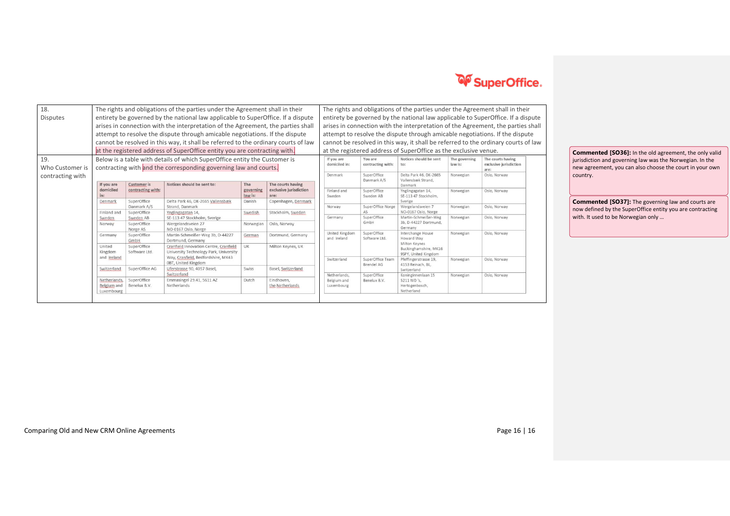| | | |
|---|---|---|
| 18. Disputes | The rights and obligations of the parties under the Agreement shall in their entirety be governed by the national law applicable to SuperOffice. If a dispute arises in connection with the interpretation of the Agreement, the parties shall attempt to resolve the dispute through amicable negotiations. If the dispute cannot be resolved in this way, it shall be referred to the ordinary courts of law at the registered address of SuperOffice entity you are contracting with. | The rights and obligations of the parties under the Agreement shall in their entirety be governed by the national law applicable to SuperOffice. If a dispute arises in connection with the interpretation of the Agreement, the parties shall attempt to resolve the dispute through amicable negotiations. If the dispute cannot be resolved in this way, it shall be referred to the ordinary courts of law at the registered address of SuperOffice as the exclusive venue. |
| 19. Who Customer is contracting with | Below is a table with details of which SuperOffice entity the Customer is contracting with and the corresponding governing law and courts. (see table below) | (see table below) |

**New agreement:**

| If you are domiciled in: | Customer is contracting with: | Notices should be sent to: | The governing law is: | The courts having exclusive jurisdiction are: |
|---|---|---|---|---|
| Denmark | SuperOffice Danmark A/S | Delta Park 46, DK-2665 Vallensbæk Strand, Danmark | Danish | Copenhagen, Denmark |
| Finland and Sweden | SuperOffice Sweden AB | Ynglingagatan 14, SE-113 47 Stockholm, Sverige | Swedish | Stockholm, Sweden |
| Norway | SuperOffice Norge AS | Wergelandsveien 27 NO-0167 Oslo, Norge | Norwegian | Oslo, Norway |
| Germany | SuperOffice GmbH | Martin-Schmeißer-Weg 3b, D-44227 Dortmund, Germany | German | Dortmund, Germany |
| United Kingdom and Ireland | SuperOffice Software Ltd. | Cranfield Innovation Centre, Cranfield University Technology Park, University Way, Cranfield, Bedfordshire, MK43 0BT, United Kingdom | UK | Milton Keynes, UK |
| Switzerland | SuperOffice AG | Uferstrasse 90, 4057 Basel, Switzerland | Swiss | Basel, Switzerland |
| Netherlands, Belgium and Luxembourg | SuperOffice Benelux B.V. | Emmasingel 29.41, 5611 AZ Netherlands | Dutch | Eindhoven, the Netherlands |

**Old agreement:**

| If you are domiciled in: | You are contracting with: | Notices should be sent to: | The governing law is: | The courts having exclusive jurisdiction are: |
|---|---|---|---|---|
| Denmark | SuperOffice Danmark A/S | Delta Park 46, DK-2665 Vallensbæk Strand, Danmark | Norwegian | Oslo, Norway |
| Finland and Sweden | SuperOffice Sweden AB | Ynglingagatan 14, SE-113 47 Stockholm, Sverige | Norwegian | Oslo, Norway |
| Norway | SuperOffice Norge AS | Wergelandsveien 7 NO-0167 Oslo, Norge | Norwegian | Oslo, Norway |
| Germany | SuperOffice GmbH | Martin-Schmeißer-Weg 3b, D-44227 Dortmund, Germany | Norwegian | Oslo, Norway |
| United Kingdom and Ireland | SuperOffice Software Ltd. | Interchange House Howard Way Milton Keynes Buckinghamshire, MK16 9SPY, United Kingdom | Norwegian | Oslo, Norway |
| Switzerland | SuperOffice Team Brendel AG | Pfeffingerstrasse 19, 4153 Reinach, BL, Switzerland | Norwegian | Oslo, Norway |
| Netherlands, Belgium and Luxembourg | SuperOffice Benelux B.V. | Koninginnenlaan 15 5211 WD 's, Hertogenbosch, Netherland | Norwegian | Oslo, Norway |

**Commented [SO36]:** In the old agreement, the only valid jurisdiction and governing law was the Norwegian. In the new agreement, you can also choose the court in your own country.

**Commented [SO37]:** The governing law and courts are now defined by the SuperOffice entity you are contracting with. It used to be Norwegian only …

Comparing Old and New CRM Online Agreements